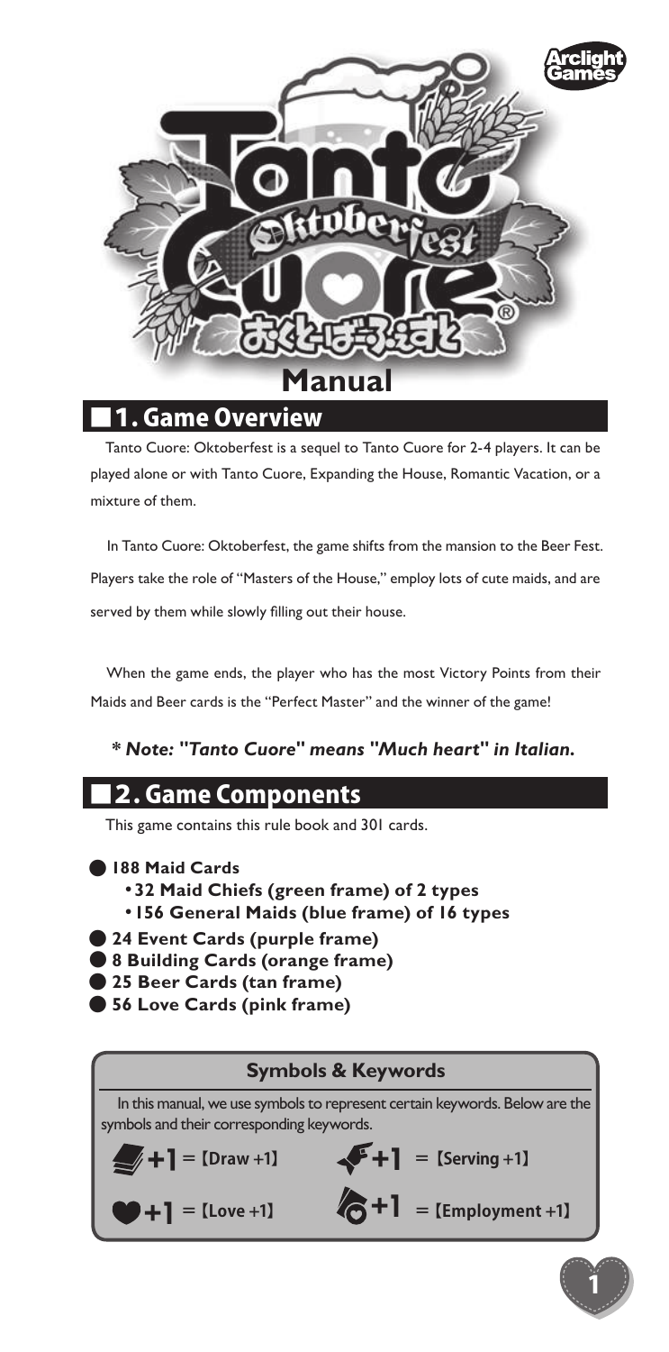# Tanto Cuore Oktoberfest おくとーばーふぇすと

# Manual

## 1. Game Overview

Tanto Cuore: Oktoberfest is a sequel to Tanto Cuore for 2-4 players. It can be played alone or with Tanto Cuore, Expanding the House, Romantic Vacation, or a mixture of them.

In Tanto Cuore: Oktoberfest, the game shifts from the mansion to the Beer Fest. Players take the role of "Masters of the House," employ lots of cute maids, and are served by them while slowly filling out their house.

When the game ends, the player who has the most Victory Points from their Maids and Beer cards is the "Perfect Master" and the winner of the game!

***\* Note: "Tanto Cuore" means "Much heart" in Italian.***

## 2. Game Components

This game contains this rule book and 301 cards.

- **188 Maid Cards**
  - **32 Maid Chiefs (green frame) of 2 types**
  - **156 General Maids (blue frame) of 16 types**
- **24 Event Cards (purple frame)**
- **8 Building Cards (orange frame)**
- **25 Beer Cards (tan frame)**
- **56 Love Cards (pink frame)**

### Symbols & Keywords

In this manual, we use symbols to represent certain keywords. Below are the symbols and their corresponding keywords.

- +1 = 【Draw +1】
- +1 = 【Serving +1】
- +1 = 【Love +1】
- +1 = 【Employment +1】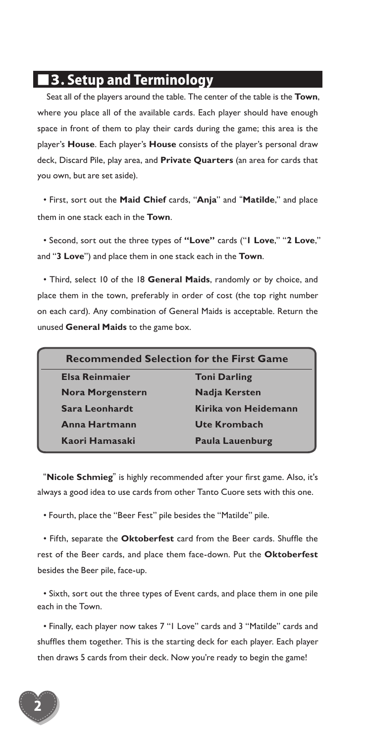## 3. Setup and Terminology

Seat all of the players around the table. The center of the table is the **Town**, where you place all of the available cards. Each player should have enough space in front of them to play their cards during the game; this area is the player's **House**. Each player's **House** consists of the player's personal draw deck, Discard Pile, play area, and **Private Quarters** (an area for cards that you own, but are set aside).

- First, sort out the **Maid Chief** cards, "**Anja**" and "**Matilde**," and place them in one stack each in the **Town**.

- Second, sort out the three types of **"Love"** cards ("**1 Love**," "**2 Love**," and "**3 Love**") and place them in one stack each in the **Town**.

- Third, select 10 of the 18 **General Maids**, randomly or by choice, and place them in the town, preferably in order of cost (the top right number on each card). Any combination of General Maids is acceptable. Return the unused **General Maids** to the game box.

| Recommended Selection for the First Game | |
|---|---|
| **Elsa Reinmaier** | **Toni Darling** |
| **Nora Morgenstern** | **Nadja Kersten** |
| **Sara Leonhardt** | **Kirika von Heidemann** |
| **Anna Hartmann** | **Ute Krombach** |
| **Kaori Hamasaki** | **Paula Lauenburg** |

"**Nicole Schmieg**" is highly recommended after your first game. Also, it's always a good idea to use cards from other Tanto Cuore sets with this one.

- Fourth, place the "Beer Fest" pile besides the "Matilde" pile.

- Fifth, separate the **Oktoberfest** card from the Beer cards. Shuffle the rest of the Beer cards, and place them face-down. Put the **Oktoberfest** besides the Beer pile, face-up.

- Sixth, sort out the three types of Event cards, and place them in one pile each in the Town.

- Finally, each player now takes 7 "1 Love" cards and 3 "Matilde" cards and shuffles them together. This is the starting deck for each player. Each player then draws 5 cards from their deck. Now you're ready to begin the game!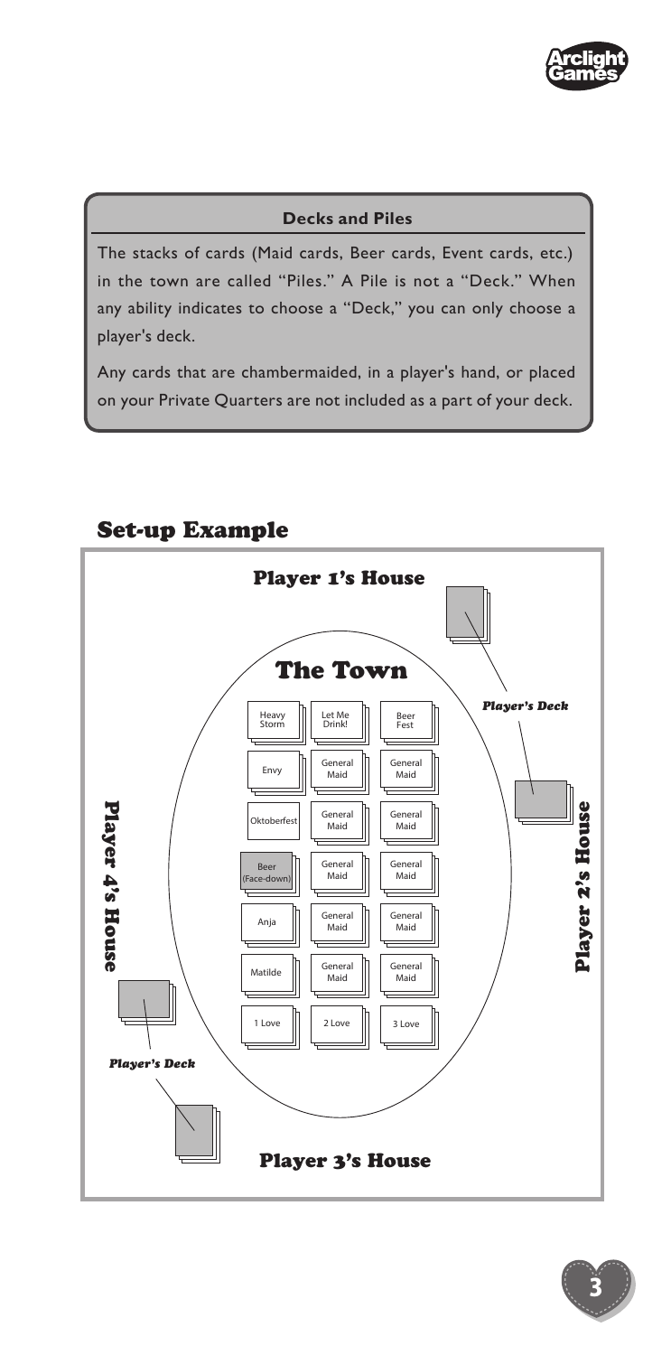### Decks and Piles

The stacks of cards (Maid cards, Beer cards, Event cards, etc.) in the town are called "Piles." A Pile is not a "Deck." When any ability indicates to choose a "Deck," you can only choose a player's deck.

Any cards that are chambermaided, in a player's hand, or placed on your Private Quarters are not included as a part of your deck.

## Set-up Example

**Player 1's House**

**The Town**

| | | |
|---|---|---|
| Heavy Storm | Let Me Drink! | Beer Fest |
| Envy | General Maid | General Maid |
| Oktoberfest | General Maid | General Maid |
| Beer (Face-down) | General Maid | General Maid |
| Anja | General Maid | General Maid |
| Matilde | General Maid | General Maid |
| 1 Love | 2 Love | 3 Love |

*Player's Deck*

**Player 2's House**

**Player 4's House**

*Player's Deck*

**Player 3's House**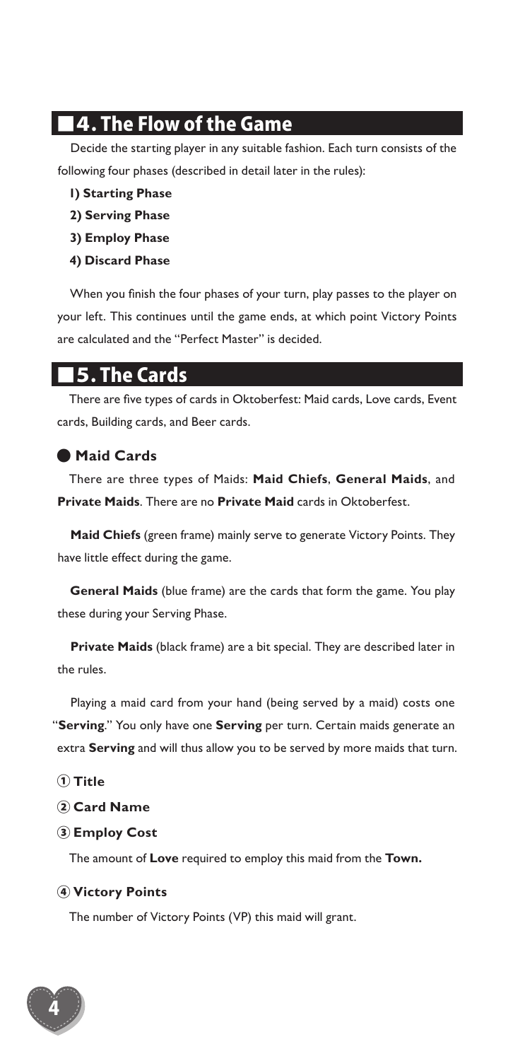## ■4. The Flow of the Game

Decide the starting player in any suitable fashion. Each turn consists of the following four phases (described in detail later in the rules):

**1) Starting Phase**

**2) Serving Phase**

**3) Employ Phase**

**4) Discard Phase**

When you finish the four phases of your turn, play passes to the player on your left. This continues until the game ends, at which point Victory Points are calculated and the "Perfect Master" is decided.

## ■5. The Cards

There are five types of cards in Oktoberfest: Maid cards, Love cards, Event cards, Building cards, and Beer cards.

### ● Maid Cards

There are three types of Maids: **Maid Chiefs**, **General Maids**, and **Private Maids**. There are no **Private Maid** cards in Oktoberfest.

**Maid Chiefs** (green frame) mainly serve to generate Victory Points. They have little effect during the game.

**General Maids** (blue frame) are the cards that form the game. You play these during your Serving Phase.

**Private Maids** (black frame) are a bit special. They are described later in the rules.

Playing a maid card from your hand (being served by a maid) costs one "**Serving**." You only have one **Serving** per turn. Certain maids generate an extra **Serving** and will thus allow you to be served by more maids that turn.

① **Title**

② **Card Name**

③ **Employ Cost**

The amount of **Love** required to employ this maid from the **Town.**

④ **Victory Points**

The number of Victory Points (VP) this maid will grant.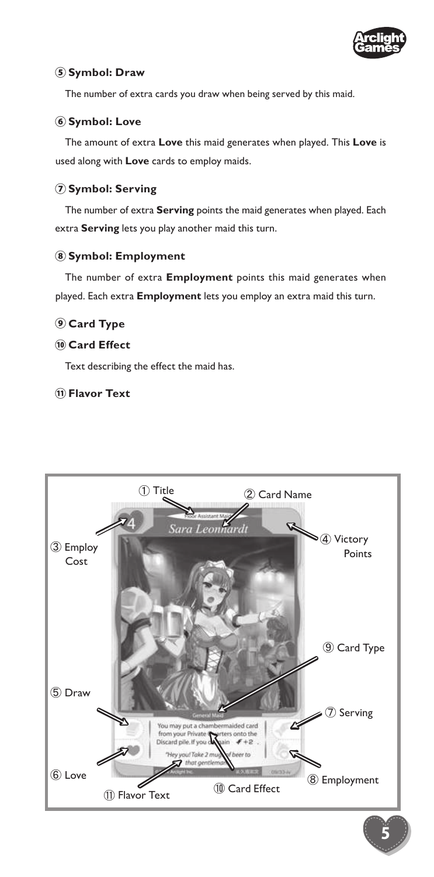### ⑤ Symbol: Draw

The number of extra cards you draw when being served by this maid.

### ⑥ Symbol: Love

The amount of extra **Love** this maid generates when played. This **Love** is used along with **Love** cards to employ maids.

### ⑦ Symbol: Serving

The number of extra **Serving** points the maid generates when played. Each extra **Serving** lets you play another maid this turn.

### ⑧ Symbol: Employment

The number of extra **Employment** points this maid generates when played. Each extra **Employment** lets you employ an extra maid this turn.

### ⑨ Card Type

### ⑩ Card Effect

Text describing the effect the maid has.

### ⑪ Flavor Text

① Title
② Card Name
③ Employ Cost
④ Victory Points
⑤ Draw
⑥ Love
⑦ Serving
⑧ Employment
⑨ Card Type
⑩ Card Effect
⑪ Flavor Text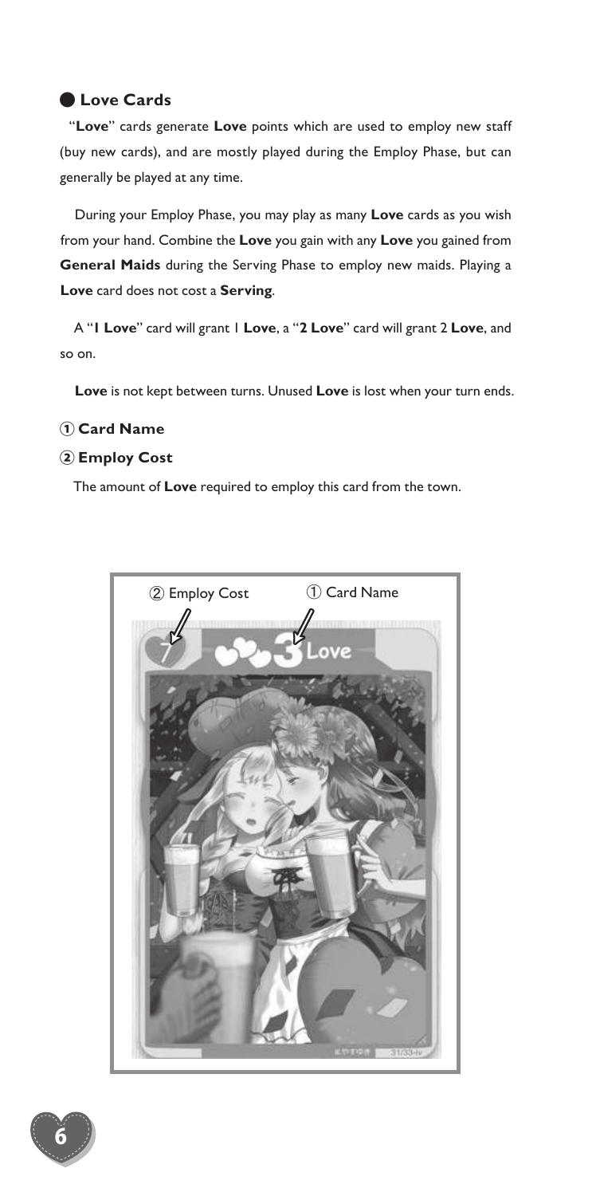## ● Love Cards

"**Love**" cards generate **Love** points which are used to employ new staff (buy new cards), and are mostly played during the Employ Phase, but can generally be played at any time.

During your Employ Phase, you may play as many **Love** cards as you wish from your hand. Combine the **Love** you gain with any **Love** you gained from **General Maids** during the Serving Phase to employ new maids. Playing a **Love** card does not cost a **Serving**.

A "**1 Love**" card will grant 1 **Love**, a "**2 Love**" card will grant 2 **Love**, and so on.

**Love** is not kept between turns. Unused **Love** is lost when your turn ends.

### ① Card Name

### ② Employ Cost

The amount of **Love** required to employ this card from the town.

② Employ Cost ① Card Name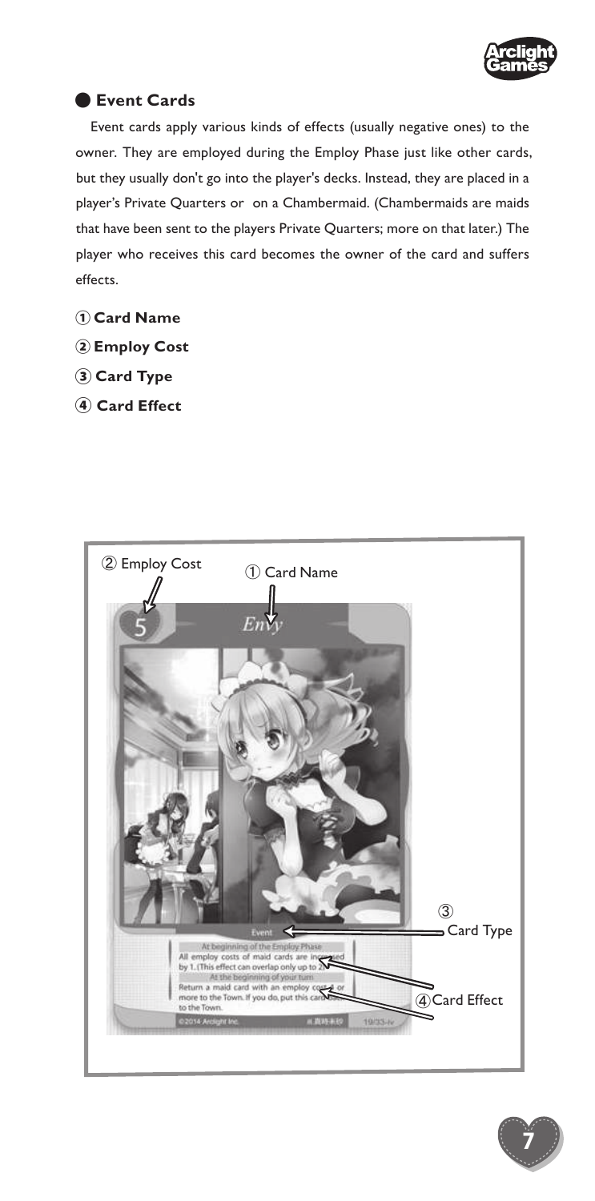## Event Cards

Event cards apply various kinds of effects (usually negative ones) to the owner. They are employed during the Employ Phase just like other cards, but they usually don't go into the player's decks. Instead, they are placed in a player's Private Quarters or on a Chambermaid. (Chambermaids are maids that have been sent to the players Private Quarters; more on that later.) The player who receives this card becomes the owner of the card and suffers effects.

1. **Card Name**
2. **Employ Cost**
3. **Card Type**
4. **Card Effect**

② Employ Cost

① Card Name

5

Envy

③ Card Type

Event

④ Card Effect

At beginning of the Employ Phase
All employ costs of maid cards are increased by 1. (This effect can overlap only up to 2.)
At the beginning of your turn
Return a maid card with an employ cost 4 or more to the Town. If you do, put this card back to the Town.

©2014 Arclight Inc.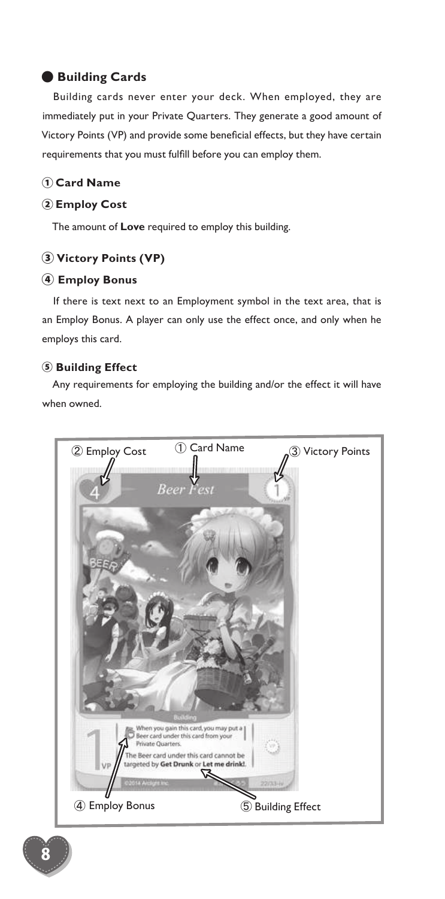## ● Building Cards

Building cards never enter your deck. When employed, they are immediately put in your Private Quarters. They generate a good amount of Victory Points (VP) and provide some beneficial effects, but they have certain requirements that you must fulfill before you can employ them.

### ① Card Name

### ② Employ Cost

The amount of **Love** required to employ this building.

### ③ Victory Points (VP)

### ④ Employ Bonus

If there is text next to an Employment symbol in the text area, that is an Employ Bonus. A player can only use the effect once, and only when he employs this card.

### ⑤ Building Effect

Any requirements for employing the building and/or the effect it will have when owned.

② Employ Cost ① Card Name ③ Victory Points

④ Employ Bonus ⑤ Building Effect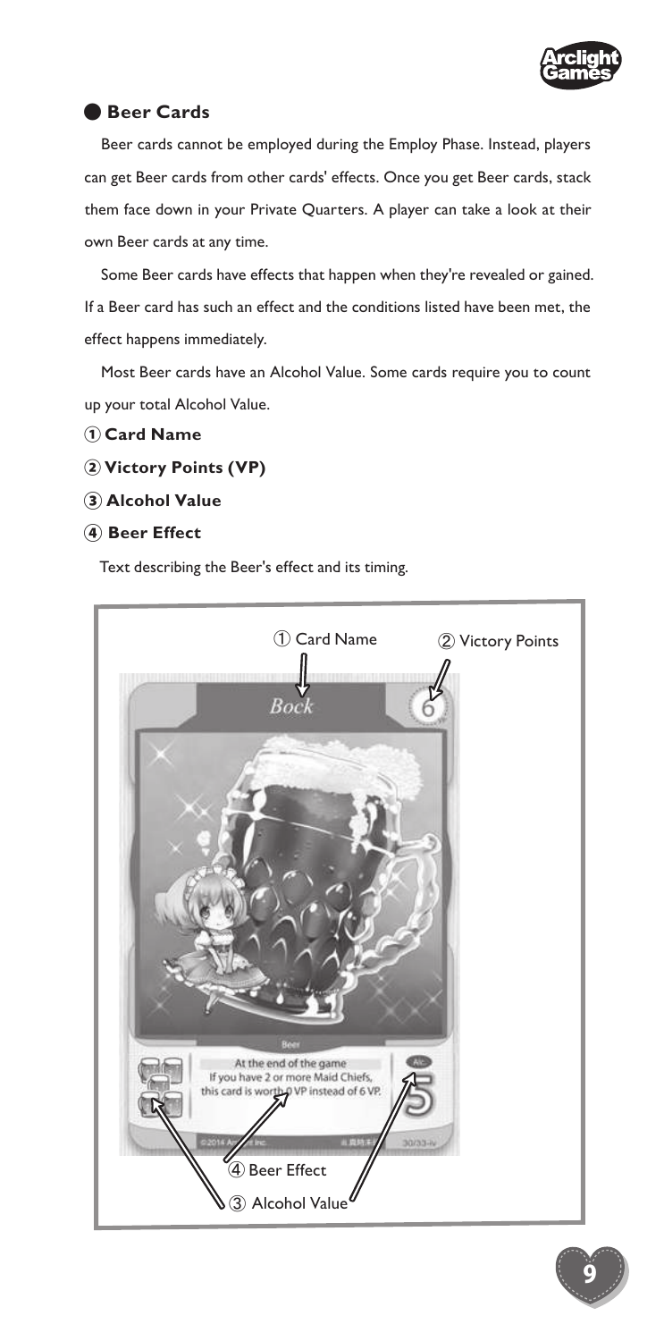## Beer Cards

Beer cards cannot be employed during the Employ Phase. Instead, players can get Beer cards from other cards' effects. Once you get Beer cards, stack them face down in your Private Quarters. A player can take a look at their own Beer cards at any time.

Some Beer cards have effects that happen when they're revealed or gained. If a Beer card has such an effect and the conditions listed have been met, the effect happens immediately.

Most Beer cards have an Alcohol Value. Some cards require you to count up your total Alcohol Value.

**① Card Name**

**② Victory Points (VP)**

**③ Alcohol Value**

**④ Beer Effect**

Text describing the Beer's effect and its timing.

① Card Name ② Victory Points

Bock

6

Beer

At the end of the game If you have 2 or more Maid Chiefs, this card is worth 0 VP instead of 6 VP.

Alc.

5

④ Beer Effect

③ Alcohol Value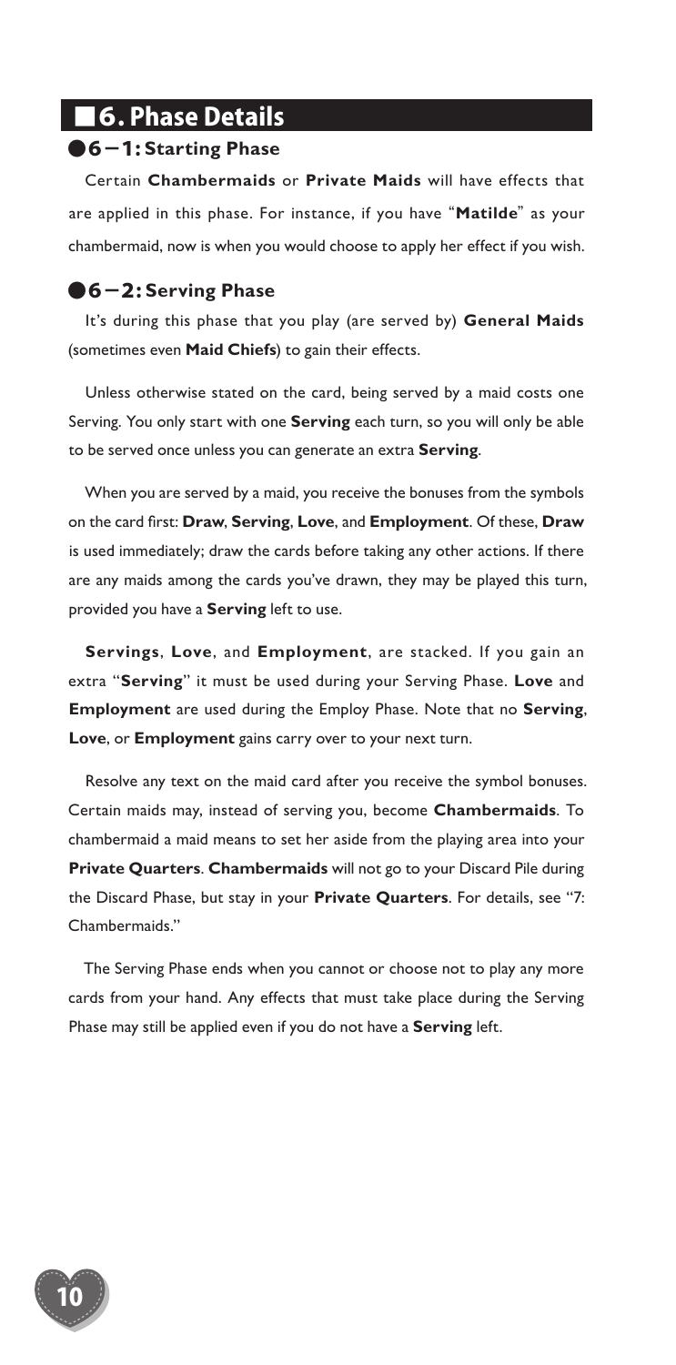## ■6. Phase Details

### ●6－1: Starting Phase

Certain **Chambermaids** or **Private Maids** will have effects that are applied in this phase. For instance, if you have "**Matilde**" as your chambermaid, now is when you would choose to apply her effect if you wish.

### ●6－2: Serving Phase

It's during this phase that you play (are served by) **General Maids** (sometimes even **Maid Chiefs**) to gain their effects.

Unless otherwise stated on the card, being served by a maid costs one Serving. You only start with one **Serving** each turn, so you will only be able to be served once unless you can generate an extra **Serving**.

When you are served by a maid, you receive the bonuses from the symbols on the card first: **Draw**, **Serving**, **Love**, and **Employment**. Of these, **Draw** is used immediately; draw the cards before taking any other actions. If there are any maids among the cards you've drawn, they may be played this turn, provided you have a **Serving** left to use.

**Servings**, **Love**, and **Employment**, are stacked. If you gain an extra "**Serving**" it must be used during your Serving Phase. **Love** and **Employment** are used during the Employ Phase. Note that no **Serving**, **Love**, or **Employment** gains carry over to your next turn.

Resolve any text on the maid card after you receive the symbol bonuses. Certain maids may, instead of serving you, become **Chambermaids**. To chambermaid a maid means to set her aside from the playing area into your **Private Quarters**. **Chambermaids** will not go to your Discard Pile during the Discard Phase, but stay in your **Private Quarters**. For details, see "7: Chambermaids."

The Serving Phase ends when you cannot or choose not to play any more cards from your hand. Any effects that must take place during the Serving Phase may still be applied even if you do not have a **Serving** left.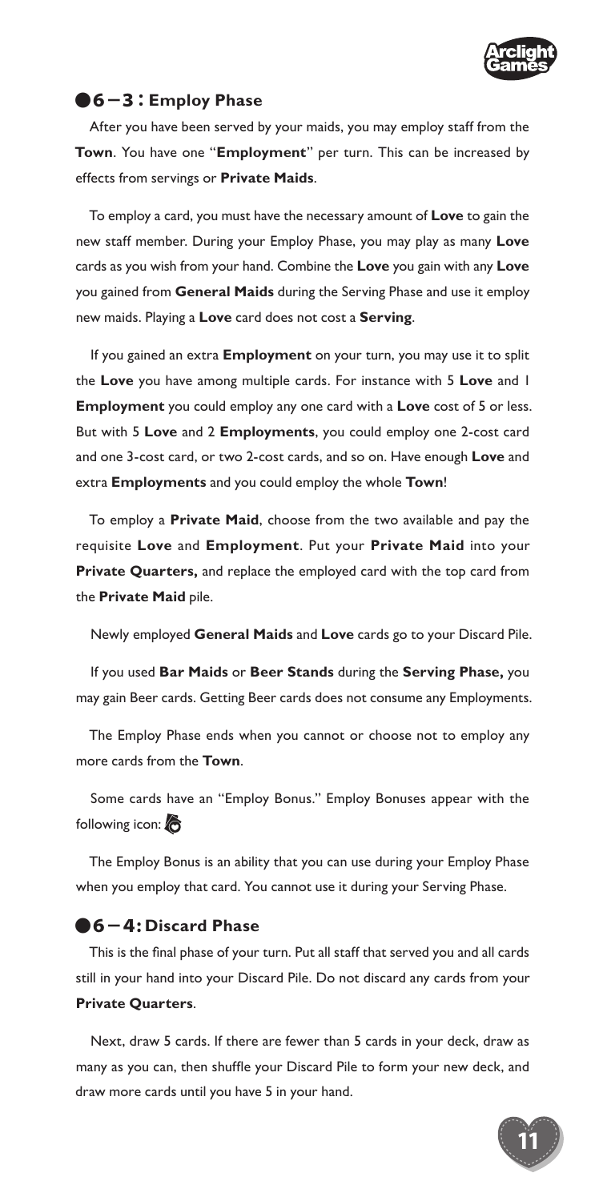## ●6－3：Employ Phase

After you have been served by your maids, you may employ staff from the **Town**. You have one "**Employment**" per turn. This can be increased by effects from servings or **Private Maids**.

To employ a card, you must have the necessary amount of **Love** to gain the new staff member. During your Employ Phase, you may play as many **Love** cards as you wish from your hand. Combine the **Love** you gain with any **Love** you gained from **General Maids** during the Serving Phase and use it employ new maids. Playing a **Love** card does not cost a **Serving**.

If you gained an extra **Employment** on your turn, you may use it to split the **Love** you have among multiple cards. For instance with 5 **Love** and 1 **Employment** you could employ any one card with a **Love** cost of 5 or less. But with 5 **Love** and 2 **Employments**, you could employ one 2-cost card and one 3-cost card, or two 2-cost cards, and so on. Have enough **Love** and extra **Employments** and you could employ the whole **Town**!

To employ a **Private Maid**, choose from the two available and pay the requisite **Love** and **Employment**. Put your **Private Maid** into your **Private Quarters,** and replace the employed card with the top card from the **Private Maid** pile.

Newly employed **General Maids** and **Love** cards go to your Discard Pile.

If you used **Bar Maids** or **Beer Stands** during the **Serving Phase,** you may gain Beer cards. Getting Beer cards does not consume any Employments.

The Employ Phase ends when you cannot or choose not to employ any more cards from the **Town**.

Some cards have an "Employ Bonus." Employ Bonuses appear with the following icon:

The Employ Bonus is an ability that you can use during your Employ Phase when you employ that card. You cannot use it during your Serving Phase.

## ●6－4: Discard Phase

This is the final phase of your turn. Put all staff that served you and all cards still in your hand into your Discard Pile. Do not discard any cards from your **Private Quarters**.

Next, draw 5 cards. If there are fewer than 5 cards in your deck, draw as many as you can, then shuffle your Discard Pile to form your new deck, and draw more cards until you have 5 in your hand.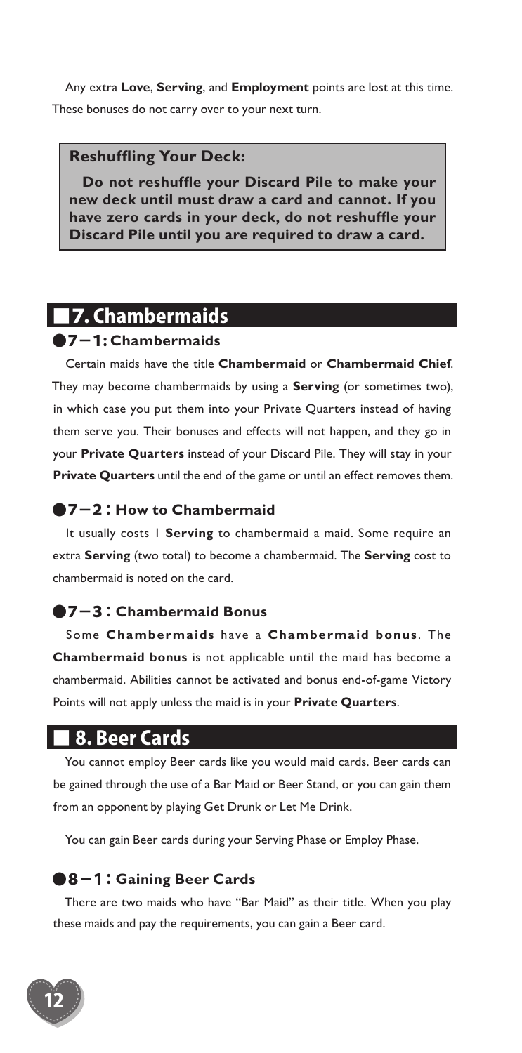Any extra **Love**, **Serving**, and **Employment** points are lost at this time. These bonuses do not carry over to your next turn.

> **Reshuffling Your Deck:**
>
> **Do not reshuffle your Discard Pile to make your new deck until must draw a card and cannot. If you have zero cards in your deck, do not reshuffle your Discard Pile until you are required to draw a card.**

## ■7. Chambermaids

### ●7－1: Chambermaids

Certain maids have the title **Chambermaid** or **Chambermaid Chief**. They may become chambermaids by using a **Serving** (or sometimes two), in which case you put them into your Private Quarters instead of having them serve you. Their bonuses and effects will not happen, and they go in your **Private Quarters** instead of your Discard Pile. They will stay in your **Private Quarters** until the end of the game or until an effect removes them.

### ●7－2 : How to Chambermaid

It usually costs 1 **Serving** to chambermaid a maid. Some require an extra **Serving** (two total) to become a chambermaid. The **Serving** cost to chambermaid is noted on the card.

### ●7－3 : Chambermaid Bonus

Some **Chambermaids** have a **Chambermaid bonus**. The **Chambermaid bonus** is not applicable until the maid has become a chambermaid. Abilities cannot be activated and bonus end-of-game Victory Points will not apply unless the maid is in your **Private Quarters**.

## ■ 8. Beer Cards

You cannot employ Beer cards like you would maid cards. Beer cards can be gained through the use of a Bar Maid or Beer Stand, or you can gain them from an opponent by playing Get Drunk or Let Me Drink.

You can gain Beer cards during your Serving Phase or Employ Phase.

### ●8－1 : Gaining Beer Cards

There are two maids who have "Bar Maid" as their title. When you play these maids and pay the requirements, you can gain a Beer card.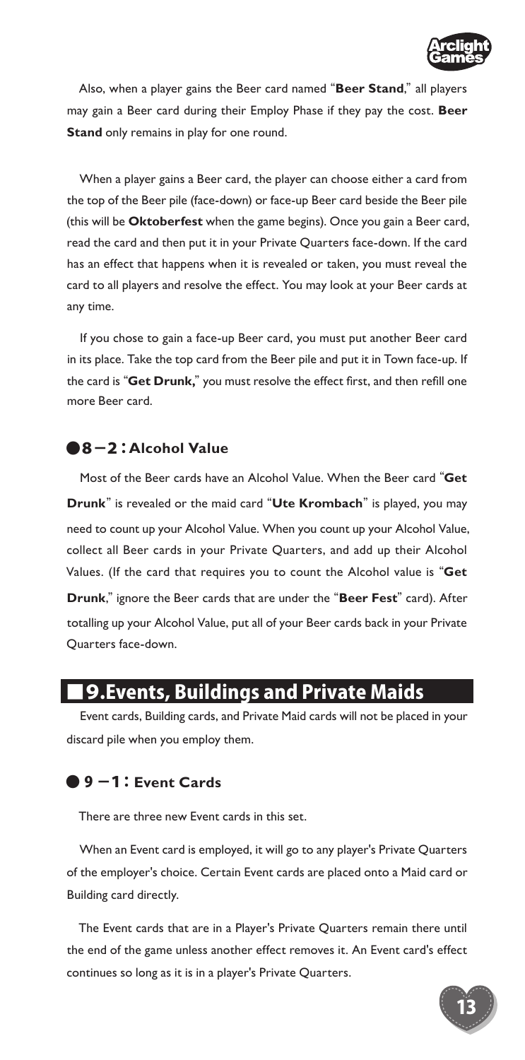Also, when a player gains the Beer card named "**Beer Stand**," all players may gain a Beer card during their Employ Phase if they pay the cost. **Beer Stand** only remains in play for one round.

When a player gains a Beer card, the player can choose either a card from the top of the Beer pile (face-down) or face-up Beer card beside the Beer pile (this will be **Oktoberfest** when the game begins). Once you gain a Beer card, read the card and then put it in your Private Quarters face-down. If the card has an effect that happens when it is revealed or taken, you must reveal the card to all players and resolve the effect. You may look at your Beer cards at any time.

If you chose to gain a face-up Beer card, you must put another Beer card in its place. Take the top card from the Beer pile and put it in Town face-up. If the card is "**Get Drunk,**" you must resolve the effect first, and then refill one more Beer card.

### ●8−2：Alcohol Value

Most of the Beer cards have an Alcohol Value. When the Beer card "**Get Drunk**" is revealed or the maid card "**Ute Krombach**" is played, you may need to count up your Alcohol Value. When you count up your Alcohol Value, collect all Beer cards in your Private Quarters, and add up their Alcohol Values. (If the card that requires you to count the Alcohol value is "**Get Drunk**," ignore the Beer cards that are under the "**Beer Fest**" card). After totalling up your Alcohol Value, put all of your Beer cards back in your Private Quarters face-down.

## ■9.Events, Buildings and Private Maids

Event cards, Building cards, and Private Maid cards will not be placed in your discard pile when you employ them.

### ● 9 −1：Event Cards

There are three new Event cards in this set.

When an Event card is employed, it will go to any player's Private Quarters of the employer's choice. Certain Event cards are placed onto a Maid card or Building card directly.

The Event cards that are in a Player's Private Quarters remain there until the end of the game unless another effect removes it. An Event card's effect continues so long as it is in a player's Private Quarters.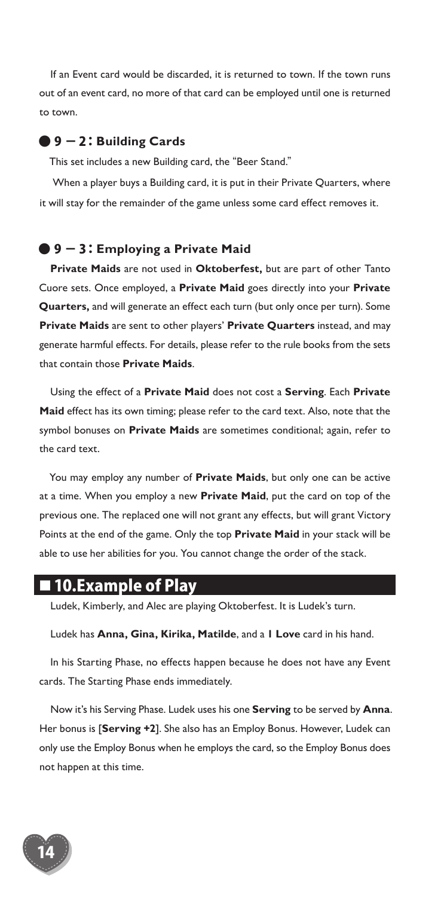If an Event card would be discarded, it is returned to town. If the town runs out of an event card, no more of that card can be employed until one is returned to town.

### ● 9 ─ 2 : Building Cards

This set includes a new Building card, the "Beer Stand."

When a player buys a Building card, it is put in their Private Quarters, where it will stay for the remainder of the game unless some card effect removes it.

### ● 9 ─ 3 : Employing a Private Maid

**Private Maids** are not used in **Oktoberfest,** but are part of other Tanto Cuore sets. Once employed, a **Private Maid** goes directly into your **Private Quarters,** and will generate an effect each turn (but only once per turn). Some **Private Maids** are sent to other players' **Private Quarters** instead, and may generate harmful effects. For details, please refer to the rule books from the sets that contain those **Private Maids**.

Using the effect of a **Private Maid** does not cost a **Serving**. Each **Private Maid** effect has its own timing; please refer to the card text. Also, note that the symbol bonuses on **Private Maids** are sometimes conditional; again, refer to the card text.

You may employ any number of **Private Maids**, but only one can be active at a time. When you employ a new **Private Maid**, put the card on top of the previous one. The replaced one will not grant any effects, but will grant Victory Points at the end of the game. Only the top **Private Maid** in your stack will be able to use her abilities for you. You cannot change the order of the stack.

## ■ 10.Example of Play

Ludek, Kimberly, and Alec are playing Oktoberfest. It is Ludek's turn.

Ludek has **Anna, Gina, Kirika, Matilde**, and a **1 Love** card in his hand.

In his Starting Phase, no effects happen because he does not have any Event cards. The Starting Phase ends immediately.

Now it's his Serving Phase. Ludek uses his one **Serving** to be served by **Anna**. Her bonus is [**Serving +2**]. She also has an Employ Bonus. However, Ludek can only use the Employ Bonus when he employs the card, so the Employ Bonus does not happen at this time.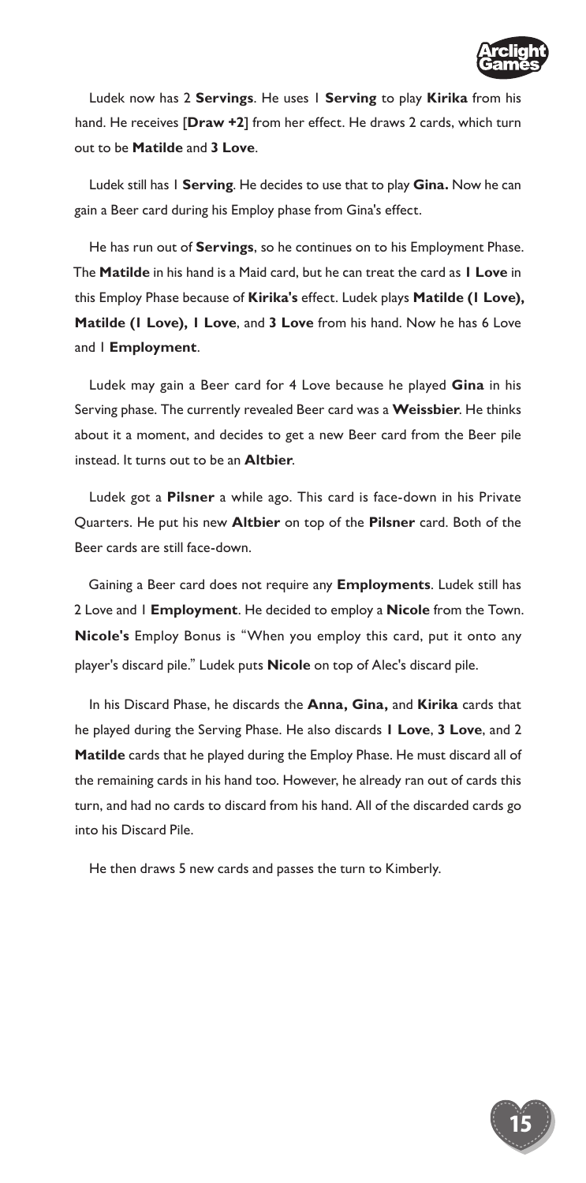Ludek now has 2 **Servings**. He uses 1 **Serving** to play **Kirika** from his hand. He receives [**Draw +2**] from her effect. He draws 2 cards, which turn out to be **Matilde** and **3 Love**.

Ludek still has 1 **Serving**. He decides to use that to play **Gina.** Now he can gain a Beer card during his Employ phase from Gina's effect.

He has run out of **Servings**, so he continues on to his Employment Phase. The **Matilde** in his hand is a Maid card, but he can treat the card as **1 Love** in this Employ Phase because of **Kirika's** effect. Ludek plays **Matilde (1 Love), Matilde (1 Love), 1 Love**, and **3 Love** from his hand. Now he has 6 Love and 1 **Employment**.

Ludek may gain a Beer card for 4 Love because he played **Gina** in his Serving phase. The currently revealed Beer card was a **Weissbier**. He thinks about it a moment, and decides to get a new Beer card from the Beer pile instead. It turns out to be an **Altbier**.

Ludek got a **Pilsner** a while ago. This card is face-down in his Private Quarters. He put his new **Altbier** on top of the **Pilsner** card. Both of the Beer cards are still face-down.

Gaining a Beer card does not require any **Employments**. Ludek still has 2 Love and 1 **Employment**. He decided to employ a **Nicole** from the Town. **Nicole's** Employ Bonus is "When you employ this card, put it onto any player's discard pile." Ludek puts **Nicole** on top of Alec's discard pile.

In his Discard Phase, he discards the **Anna, Gina,** and **Kirika** cards that he played during the Serving Phase. He also discards **1 Love**, **3 Love**, and 2 **Matilde** cards that he played during the Employ Phase. He must discard all of the remaining cards in his hand too. However, he already ran out of cards this turn, and had no cards to discard from his hand. All of the discarded cards go into his Discard Pile.

He then draws 5 new cards and passes the turn to Kimberly.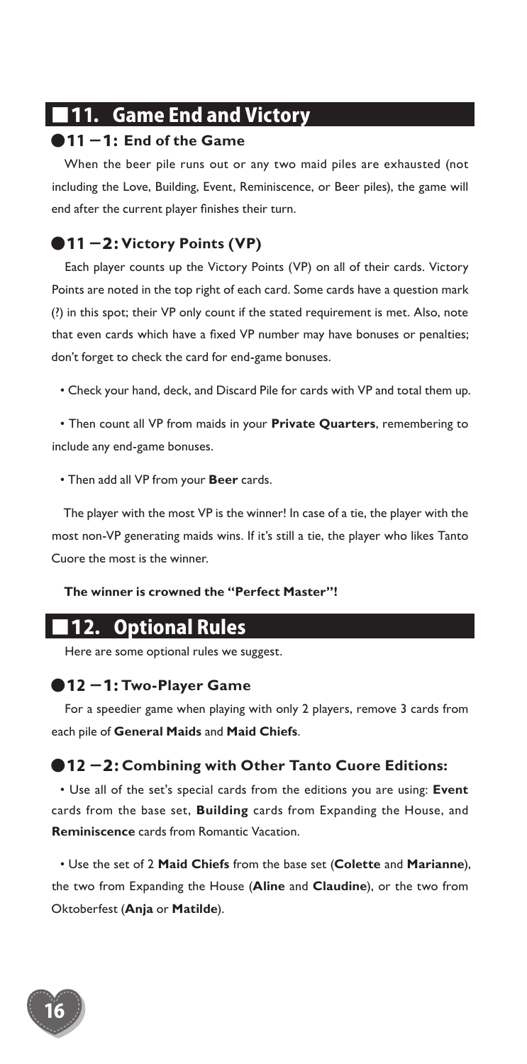## ■11. Game End and Victory

### ●11－1: End of the Game

When the beer pile runs out or any two maid piles are exhausted (not including the Love, Building, Event, Reminiscence, or Beer piles), the game will end after the current player finishes their turn.

### ●11－2: Victory Points (VP)

Each player counts up the Victory Points (VP) on all of their cards. Victory Points are noted in the top right of each card. Some cards have a question mark (?) in this spot; their VP only count if the stated requirement is met. Also, note that even cards which have a fixed VP number may have bonuses or penalties; don't forget to check the card for end-game bonuses.

• Check your hand, deck, and Discard Pile for cards with VP and total them up.

• Then count all VP from maids in your **Private Quarters**, remembering to include any end-game bonuses.

• Then add all VP from your **Beer** cards.

The player with the most VP is the winner! In case of a tie, the player with the most non-VP generating maids wins. If it's still a tie, the player who likes Tanto Cuore the most is the winner.

**The winner is crowned the "Perfect Master"!**

## ■12. Optional Rules

Here are some optional rules we suggest.

### ●12－1: Two-Player Game

For a speedier game when playing with only 2 players, remove 3 cards from each pile of **General Maids** and **Maid Chiefs**.

### ●12－2: Combining with Other Tanto Cuore Editions:

• Use all of the set's special cards from the editions you are using: **Event** cards from the base set, **Building** cards from Expanding the House, and **Reminiscence** cards from Romantic Vacation.

• Use the set of 2 **Maid Chiefs** from the base set (**Colette** and **Marianne**), the two from Expanding the House (**Aline** and **Claudine**), or the two from Oktoberfest (**Anja** or **Matilde**).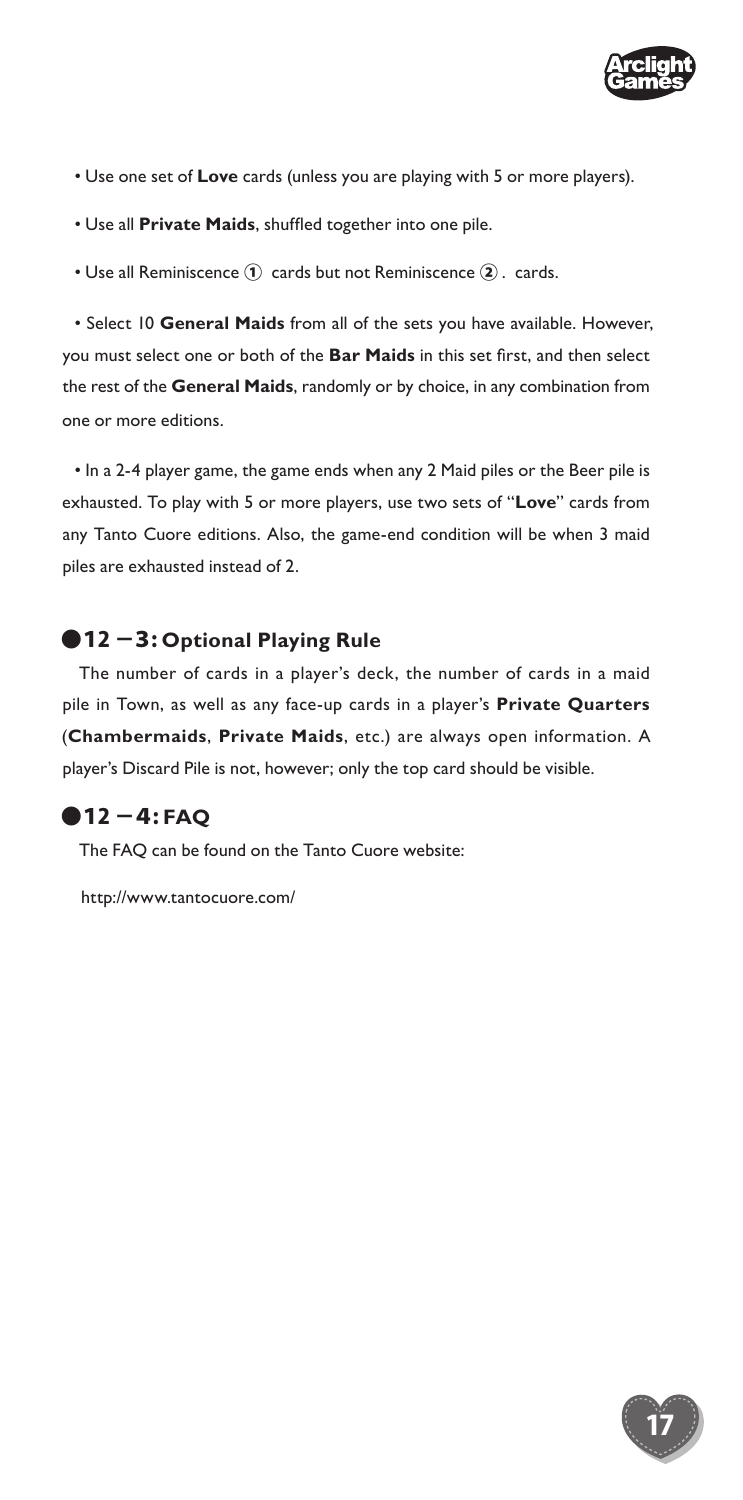- Use one set of **Love** cards (unless you are playing with 5 or more players).
- Use all **Private Maids**, shuffled together into one pile.
- Use all Reminiscence ① cards but not Reminiscence ② . cards.
- Select 10 **General Maids** from all of the sets you have available. However, you must select one or both of the **Bar Maids** in this set first, and then select the rest of the **General Maids**, randomly or by choice, in any combination from one or more editions.
- In a 2-4 player game, the game ends when any 2 Maid piles or the Beer pile is exhausted. To play with 5 or more players, use two sets of "**Love**" cards from any Tanto Cuore editions. Also, the game-end condition will be when 3 maid piles are exhausted instead of 2.

## ●12 – 3: Optional Playing Rule

The number of cards in a player's deck, the number of cards in a maid pile in Town, as well as any face-up cards in a player's **Private Quarters** (**Chambermaids**, **Private Maids**, etc.) are always open information. A player's Discard Pile is not, however; only the top card should be visible.

## ●12 – 4: FAQ

The FAQ can be found on the Tanto Cuore website:

http://www.tantocuore.com/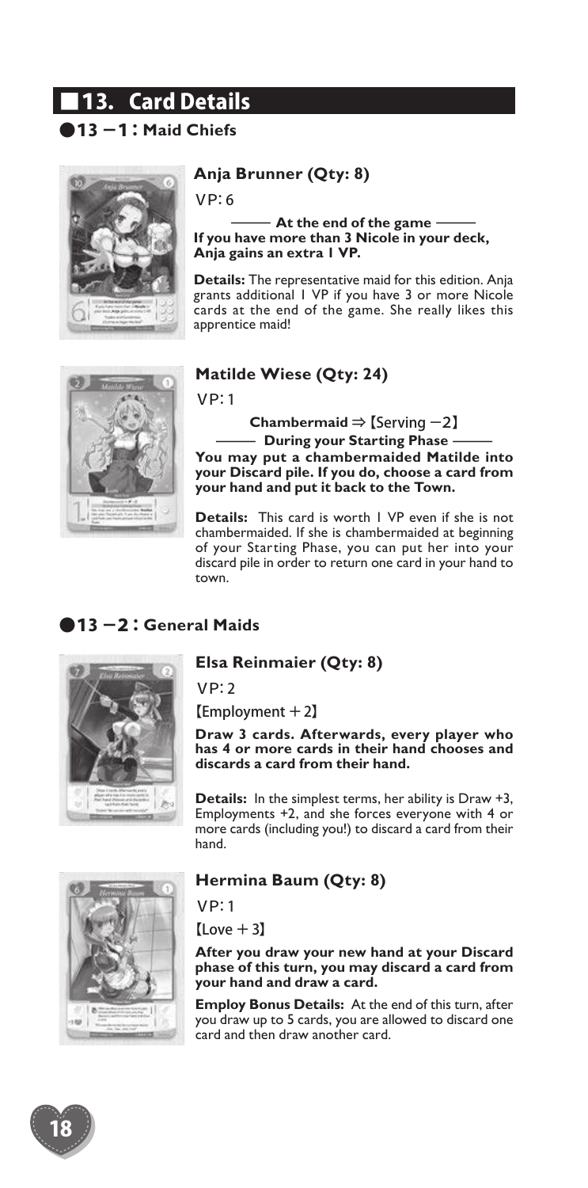## ■13. Card Details

### ●13－1：Maid Chiefs

#### Anja Brunner (Qty: 8)

VP: 6

**―― At the end of the game ――**
**If you have more than 3 Nicole in your deck, Anja gains an extra 1 VP.**

**Details:** The representative maid for this edition. Anja grants additional 1 VP if you have 3 or more Nicole cards at the end of the game. She really likes this apprentice maid!

#### Matilde Wiese (Qty: 24)

VP: 1

**Chambermaid ⇒【Serving －2】**
**―― During your Starting Phase ――**
**You may put a chambermaided Matilde into your Discard pile. If you do, choose a card from your hand and put it back to the Town.**

**Details:** This card is worth 1 VP even if she is not chambermaided. If she is chambermaided at beginning of your Starting Phase, you can put her into your discard pile in order to return one card in your hand to town.

### ●13－2：General Maids

#### Elsa Reinmaier (Qty: 8)

VP: 2

【Employment ＋2】

**Draw 3 cards. Afterwards, every player who has 4 or more cards in their hand chooses and discards a card from their hand.**

**Details:** In the simplest terms, her ability is Draw +3, Employments +2, and she forces everyone with 4 or more cards (including you!) to discard a card from their hand.

#### Hermina Baum (Qty: 8)

VP: 1

【Love ＋3】

**After you draw your new hand at your Discard phase of this turn, you may discard a card from your hand and draw a card.**

**Employ Bonus Details:** At the end of this turn, after you draw up to 5 cards, you are allowed to discard one card and then draw another card.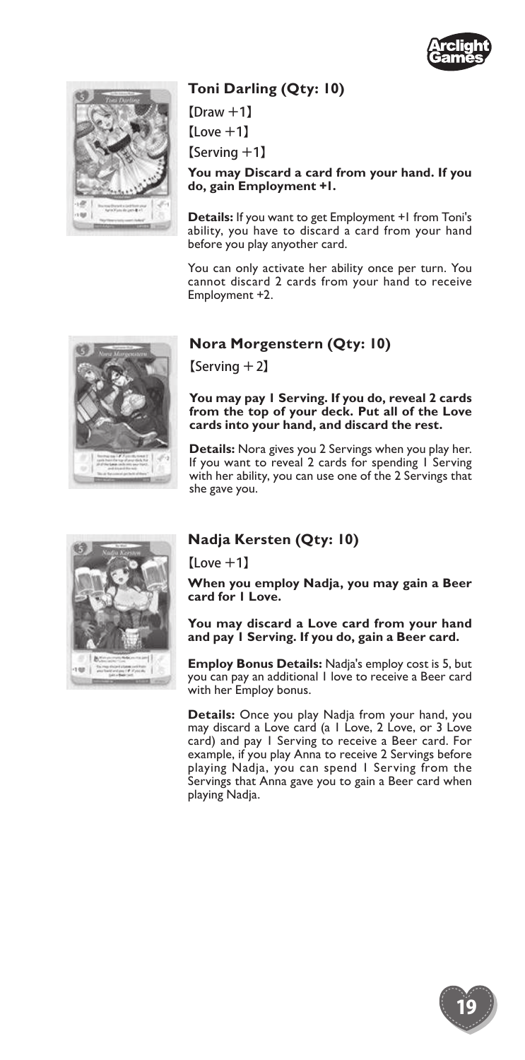## Toni Darling (Qty: 10)

【Draw +1】

【Love +1】

【Serving +1】

**You may Discard a card from your hand. If you do, gain Employment +1.**

**Details:** If you want to get Employment +1 from Toni's ability, you have to discard a card from your hand before you play anyother card.

You can only activate her ability once per turn. You cannot discard 2 cards from your hand to receive Employment +2.

## Nora Morgenstern (Qty: 10)

【Serving + 2】

**You may pay 1 Serving. If you do, reveal 2 cards from the top of your deck. Put all of the Love cards into your hand, and discard the rest.**

**Details:** Nora gives you 2 Servings when you play her. If you want to reveal 2 cards for spending 1 Serving with her ability, you can use one of the 2 Servings that she gave you.

## Nadja Kersten (Qty: 10)

【Love +1】

**When you employ Nadja, you may gain a Beer card for 1 Love.**

**You may discard a Love card from your hand and pay 1 Serving. If you do, gain a Beer card.**

**Employ Bonus Details:** Nadja's employ cost is 5, but you can pay an additional 1 love to receive a Beer card with her Employ bonus.

**Details:** Once you play Nadja from your hand, you may discard a Love card (a 1 Love, 2 Love, or 3 Love card) and pay 1 Serving to receive a Beer card. For example, if you play Anna to receive 2 Servings before playing Nadja, you can spend 1 Serving from the Servings that Anna gave you to gain a Beer card when playing Nadja.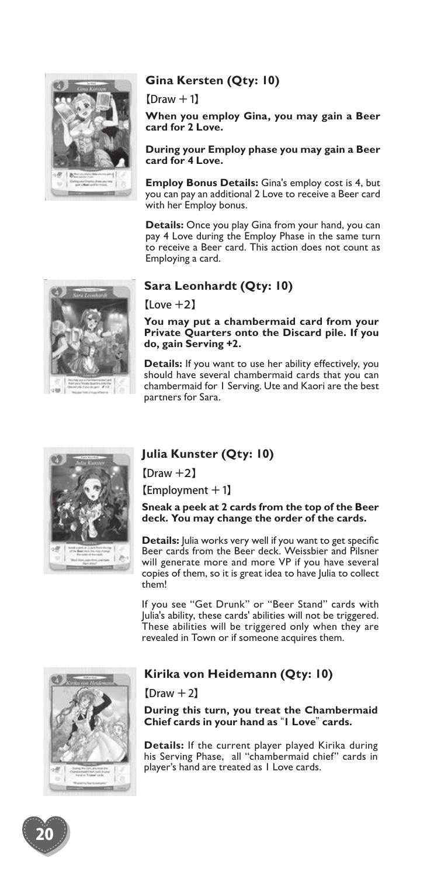## Gina Kersten (Qty: 10)

【Draw + 1】

**When you employ Gina, you may gain a Beer card for 2 Love.**

**During your Employ phase you may gain a Beer card for 4 Love.**

**Employ Bonus Details:** Gina's employ cost is 4, but you can pay an additional 2 Love to receive a Beer card with her Employ bonus.

**Details:** Once you play Gina from your hand, you can pay 4 Love during the Employ Phase in the same turn to receive a Beer card. This action does not count as Employing a card.

## Sara Leonhardt (Qty: 10)

【Love +2】

**You may put a chambermaid card from your Private Quarters onto the Discard pile. If you do, gain Serving +2.**

**Details:** If you want to use her ability effectively, you should have several chambermaid cards that you can chambermaid for 1 Serving. Ute and Kaori are the best partners for Sara.

## Julia Kunster (Qty: 10)

【Draw +2】

【Employment + 1】

**Sneak a peek at 2 cards from the top of the Beer deck. You may change the order of the cards.**

**Details:** Julia works very well if you want to get specific Beer cards from the Beer deck. Weissbier and Pilsner will generate more and more VP if you have several copies of them, so it is great idea to have Julia to collect them!

If you see "Get Drunk" or "Beer Stand" cards with Julia's ability, these cards' abilities will not be triggered. These abilities will be triggered only when they are revealed in Town or if someone acquires them.

## Kirika von Heidemann (Qty: 10)

【Draw + 2】

**During this turn, you treat the Chambermaid Chief cards in your hand as "1 Love" cards.**

**Details:** If the current player played Kirika during his Serving Phase, all "chambermaid chief" cards in player's hand are treated as 1 Love cards.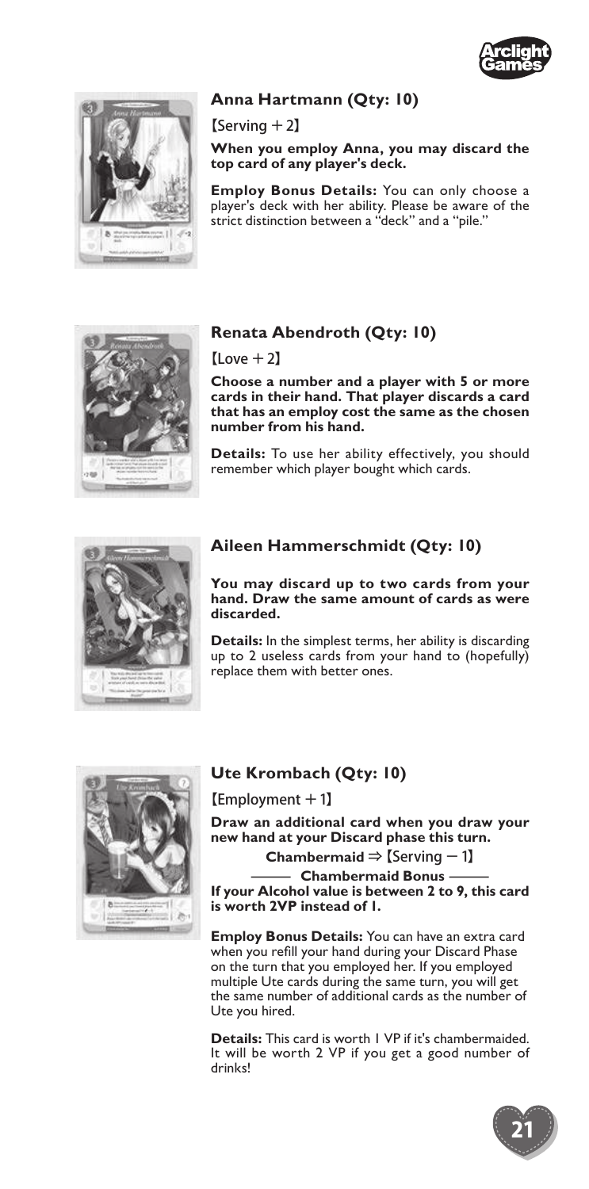### Anna Hartmann (Qty: 10)

【Serving ＋2】

**When you employ Anna, you may discard the top card of any player's deck.**

**Employ Bonus Details:** You can only choose a player's deck with her ability. Please be aware of the strict distinction between a "deck" and a "pile."

### Renata Abendroth (Qty: 10)

【Love ＋2】

**Choose a number and a player with 5 or more cards in their hand. That player discards a card that has an employ cost the same as the chosen number from his hand.**

**Details:** To use her ability effectively, you should remember which player bought which cards.

### Aileen Hammerschmidt (Qty: 10)

**You may discard up to two cards from your hand. Draw the same amount of cards as were discarded.**

**Details:** In the simplest terms, her ability is discarding up to 2 useless cards from your hand to (hopefully) replace them with better ones.

### Ute Krombach (Qty: 10)

【Employment ＋1】

**Draw an additional card when you draw your new hand at your Discard phase this turn.**

**Chambermaid ⇒【Serving －1】**

**—— Chambermaid Bonus ——**

**If your Alcohol value is between 2 to 9, this card is worth 2VP instead of 1.**

**Employ Bonus Details:** You can have an extra card when you refill your hand during your Discard Phase on the turn that you employed her. If you employed multiple Ute cards during the same turn, you will get the same number of additional cards as the number of Ute you hired.

**Details:** This card is worth 1 VP if it's chambermaided. It will be worth 2 VP if you get a good number of drinks!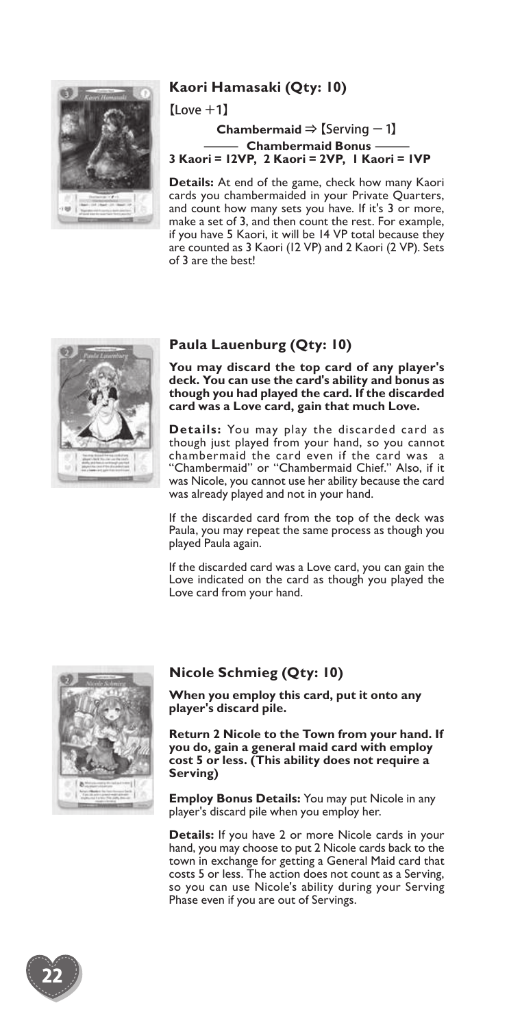## Kaori Hamasaki (Qty: 10)

【Love +1】

**Chambermaid ⇒ 【Serving − 1】**

**——— Chambermaid Bonus ———**

**3 Kaori = 12VP, 2 Kaori = 2VP, 1 Kaori = 1VP**

**Details:** At end of the game, check how many Kaori cards you chambermaided in your Private Quarters, and count how many sets you have. If it's 3 or more, make a set of 3, and then count the rest. For example, if you have 5 Kaori, it will be 14 VP total because they are counted as 3 Kaori (12 VP) and 2 Kaori (2 VP). Sets of 3 are the best!

## Paula Lauenburg (Qty: 10)

**You may discard the top card of any player's deck. You can use the card's ability and bonus as though you had played the card. If the discarded card was a Love card, gain that much Love.**

**Details:** You may play the discarded card as though just played from your hand, so you cannot chambermaid the card even if the card was a "Chambermaid" or "Chambermaid Chief." Also, if it was Nicole, you cannot use her ability because the card was already played and not in your hand.

If the discarded card from the top of the deck was Paula, you may repeat the same process as though you played Paula again.

If the discarded card was a Love card, you can gain the Love indicated on the card as though you played the Love card from your hand.

## Nicole Schmieg (Qty: 10)

**When you employ this card, put it onto any player's discard pile.**

**Return 2 Nicole to the Town from your hand. If you do, gain a general maid card with employ cost 5 or less. (This ability does not require a Serving)**

**Employ Bonus Details:** You may put Nicole in any player's discard pile when you employ her.

**Details:** If you have 2 or more Nicole cards in your hand, you may choose to put 2 Nicole cards back to the town in exchange for getting a General Maid card that costs 5 or less. The action does not count as a Serving, so you can use Nicole's ability during your Serving Phase even if you are out of Servings.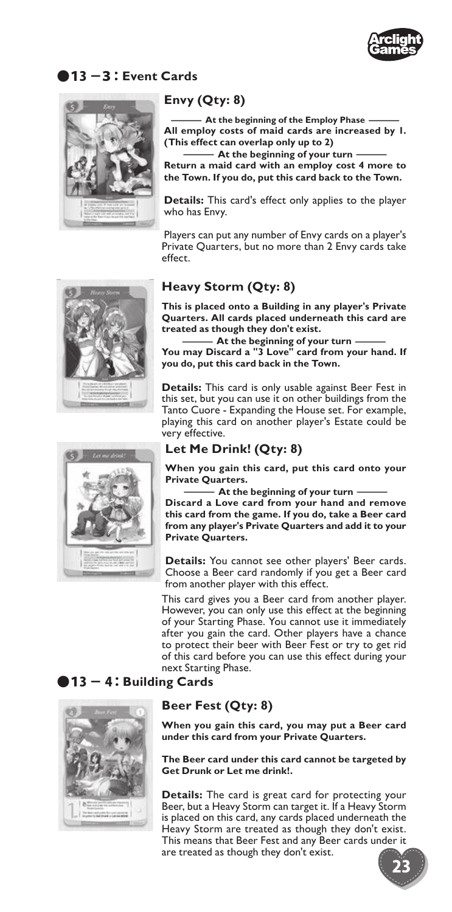## ●13 – 3 : Event Cards

### Envy (Qty: 8)

**——— At the beginning of the Employ Phase ———**
**All employ costs of maid cards are increased by 1. (This effect can overlap only up to 2)**
**——— At the beginning of your turn ———**
**Return a maid card with an employ cost 4 more to the Town. If you do, put this card back to the Town.**

**Details:** This card's effect only applies to the player who has Envy.

Players can put any number of Envy cards on a player's Private Quarters, but no more than 2 Envy cards take effect.

### Heavy Storm (Qty: 8)

**This is placed onto a Building in any player's Private Quarters. All cards placed underneath this card are treated as though they don't exist.**
**——— At the beginning of your turn ———**
**You may Discard a "3 Love" card from your hand. If you do, put this card back in the Town.**

**Details:** This card is only usable against Beer Fest in this set, but you can use it on other buildings from the Tanto Cuore - Expanding the House set. For example, playing this card on another player's Estate could be very effective.

### Let Me Drink! (Qty: 8)

**When you gain this card, put this card onto your Private Quarters.**
**——— At the beginning of your turn ———**
**Discard a Love card from your hand and remove this card from the game. If you do, take a Beer card from any player's Private Quarters and add it to your Private Quarters.**

**Details:** You cannot see other players' Beer cards. Choose a Beer card randomly if you get a Beer card from another player with this effect.

This card gives you a Beer card from another player. However, you can only use this effect at the beginning of your Starting Phase. You cannot use it immediately after you gain the card. Other players have a chance to protect their beer with Beer Fest or try to get rid of this card before you can use this effect during your next Starting Phase.

## ●13 – 4 : Building Cards

### Beer Fest (Qty: 8)

**When you gain this card, you may put a Beer card under this card from your Private Quarters.**

**The Beer card under this card cannot be targeted by Get Drunk or Let me drink!.**

**Details:** The card is great card for protecting your Beer, but a Heavy Storm can target it. If a Heavy Storm is placed on this card, any cards placed underneath the Heavy Storm are treated as though they don't exist. This means that Beer Fest and any Beer cards under it are treated as though they don't exist.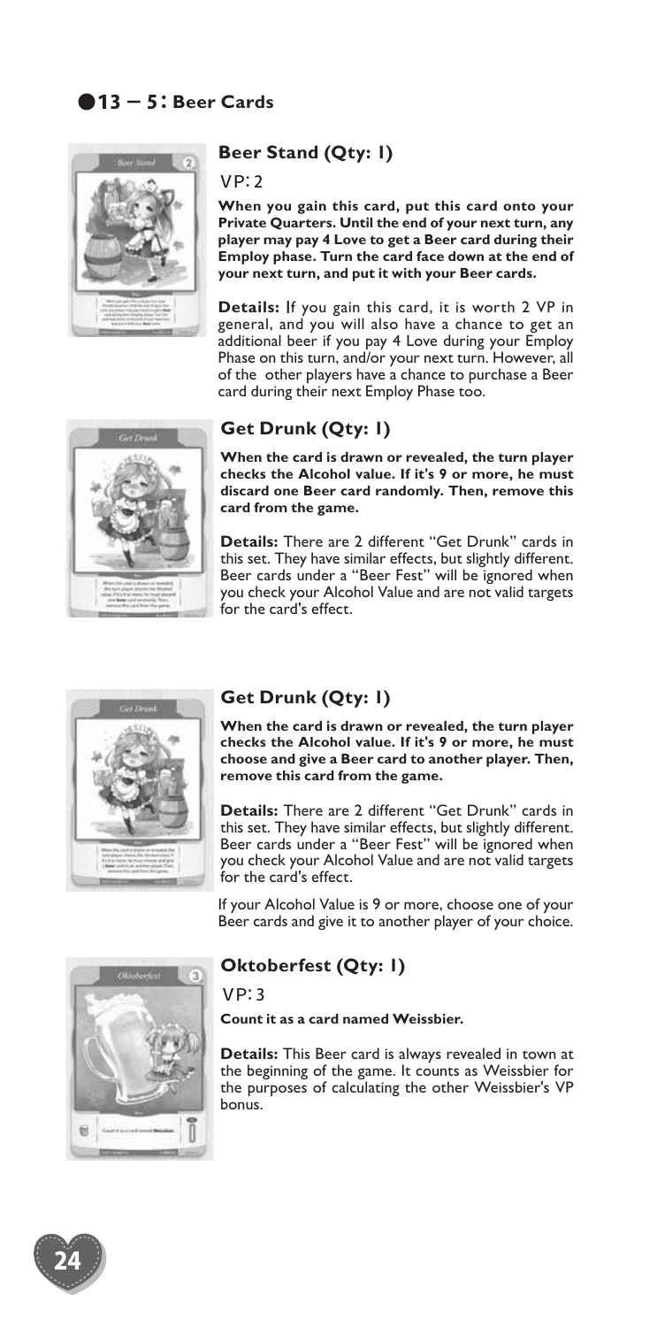## ●13 – 5: Beer Cards

### Beer Stand (Qty: 1)

VP: 2

**When you gain this card, put this card onto your Private Quarters. Until the end of your next turn, any player may pay 4 Love to get a Beer card during their Employ phase. Turn the card face down at the end of your next turn, and put it with your Beer cards.**

**Details:** If you gain this card, it is worth 2 VP in general, and you will also have a chance to get an additional beer if you pay 4 Love during your Employ Phase on this turn, and/or your next turn. However, all of the other players have a chance to purchase a Beer card during their next Employ Phase too.

### Get Drunk (Qty: 1)

**When the card is drawn or revealed, the turn player checks the Alcohol value. If it's 9 or more, he must discard one Beer card randomly. Then, remove this card from the game.**

**Details:** There are 2 different "Get Drunk" cards in this set. They have similar effects, but slightly different. Beer cards under a "Beer Fest" will be ignored when you check your Alcohol Value and are not valid targets for the card's effect.

### Get Drunk (Qty: 1)

**When the card is drawn or revealed, the turn player checks the Alcohol value. If it's 9 or more, he must choose and give a Beer card to another player. Then, remove this card from the game.**

**Details:** There are 2 different "Get Drunk" cards in this set. They have similar effects, but slightly different. Beer cards under a "Beer Fest" will be ignored when you check your Alcohol Value and are not valid targets for the card's effect.

If your Alcohol Value is 9 or more, choose one of your Beer cards and give it to another player of your choice.

### Oktoberfest (Qty: 1)

VP: 3

**Count it as a card named Weissbier.**

**Details:** This Beer card is always revealed in town at the beginning of the game. It counts as Weissbier for the purposes of calculating the other Weissbier's VP bonus.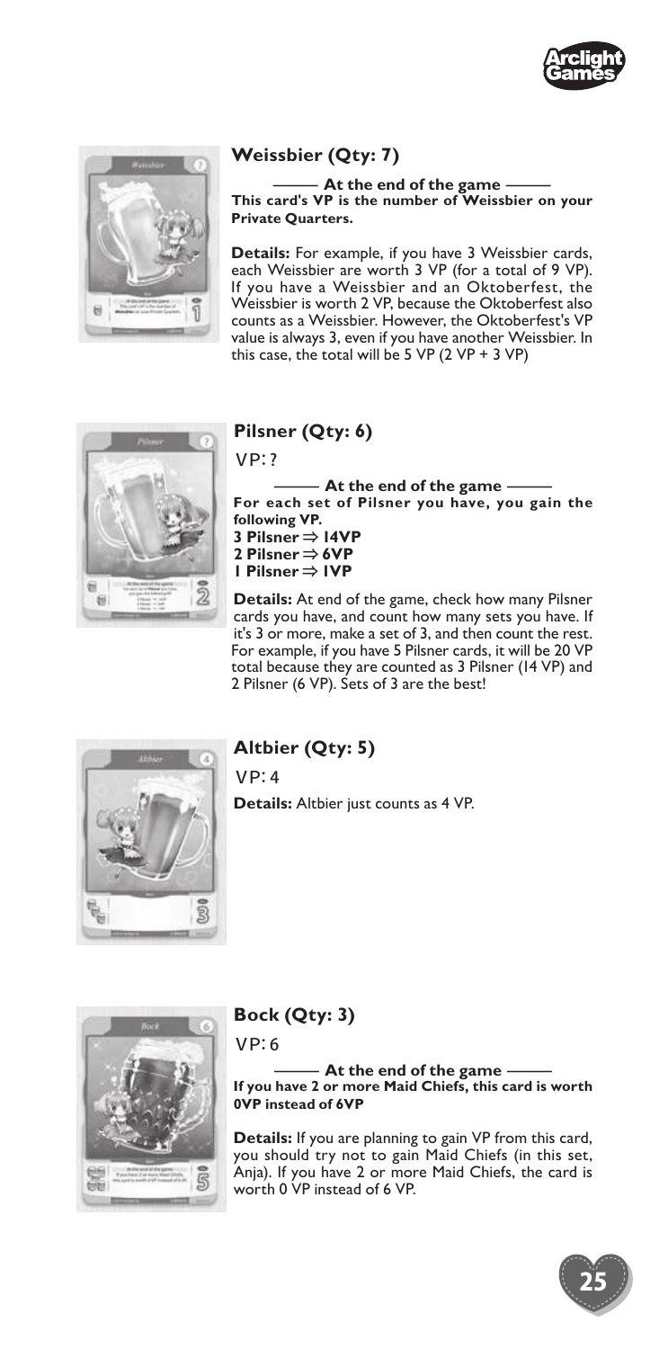## Weissbier (Qty: 7)

**——— At the end of the game ———**
**This card's VP is the number of Weissbier on your Private Quarters.**

**Details:** For example, if you have 3 Weissbier cards, each Weissbier are worth 3 VP (for a total of 9 VP). If you have a Weissbier and an Oktoberfest, the Weissbier is worth 2 VP, because the Oktoberfest also counts as a Weissbier. However, the Oktoberfest's VP value is always 3, even if you have another Weissbier. In this case, the total will be 5 VP (2 VP + 3 VP)

## Pilsner (Qty: 6)

VP: ?

**——— At the end of the game ———**
**For each set of Pilsner you have, you gain the following VP.**
**3 Pilsner ⇒ 14VP**
**2 Pilsner ⇒ 6VP**
**1 Pilsner ⇒ 1VP**

**Details:** At end of the game, check how many Pilsner cards you have, and count how many sets you have. If it's 3 or more, make a set of 3, and then count the rest. For example, if you have 5 Pilsner cards, it will be 20 VP total because they are counted as 3 Pilsner (14 VP) and 2 Pilsner (6 VP). Sets of 3 are the best!

## Altbier (Qty: 5)

VP: 4

**Details:** Altbier just counts as 4 VP.

## Bock (Qty: 3)

VP: 6

**——— At the end of the game ———**
**If you have 2 or more Maid Chiefs, this card is worth 0VP instead of 6VP**

**Details:** If you are planning to gain VP from this card, you should try not to gain Maid Chiefs (in this set, Anja). If you have 2 or more Maid Chiefs, the card is worth 0 VP instead of 6 VP.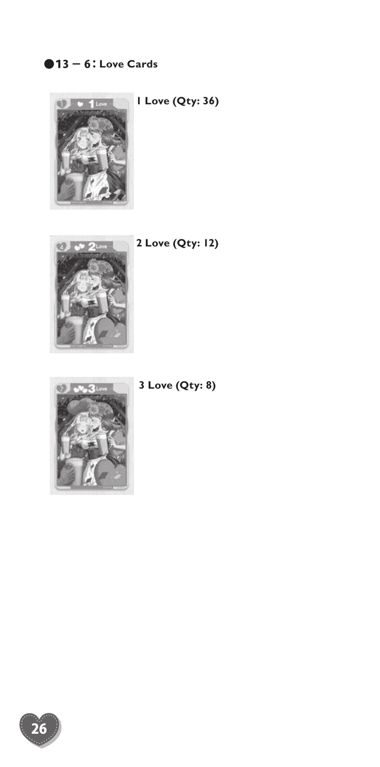## ●13 – 6: Love Cards

**1 Love (Qty: 36)**

**2 Love (Qty: 12)**

**3 Love (Qty: 8)**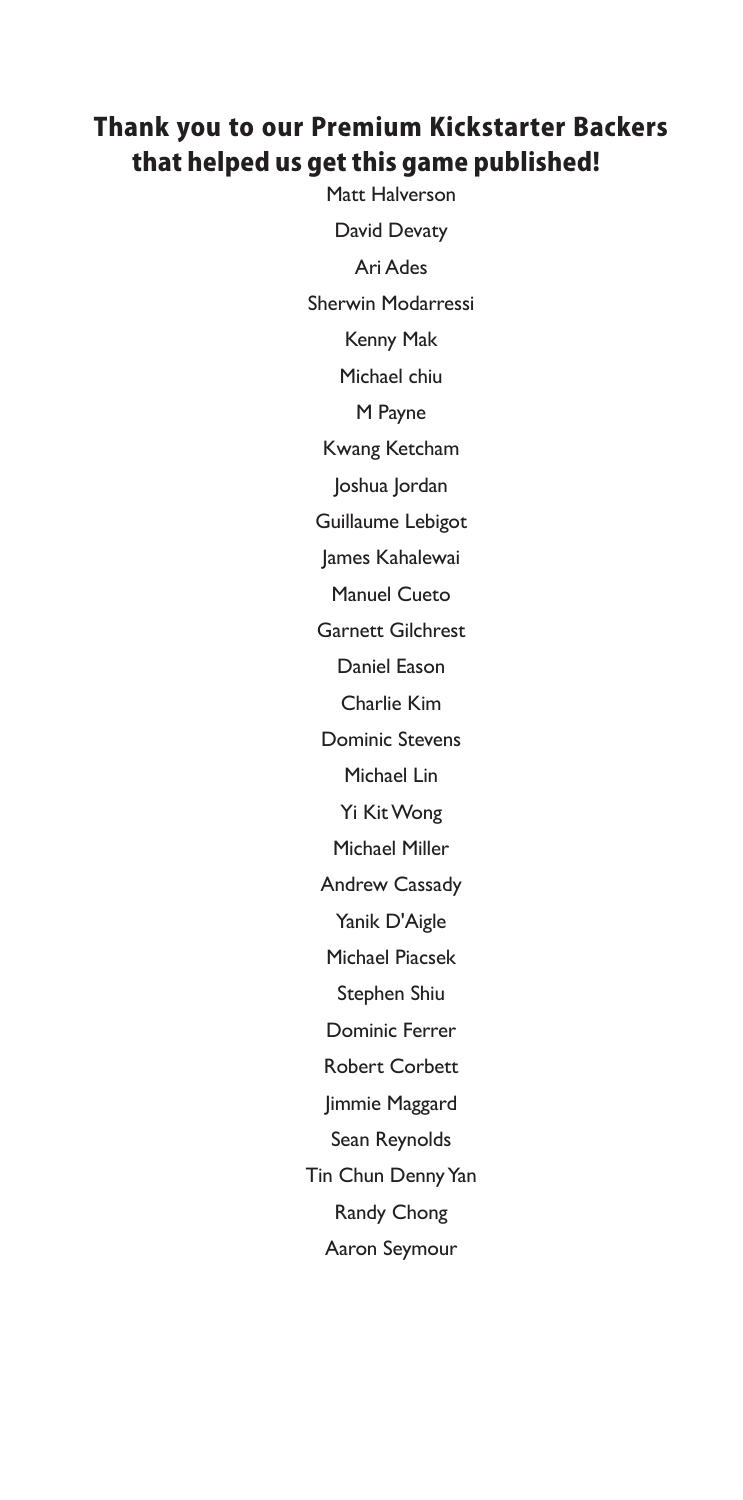## Thank you to our Premium Kickstarter Backers that helped us get this game published!

Matt Halverson

David Devaty

Ari Ades

Sherwin Modarressi

Kenny Mak

Michael chiu

M Payne

Kwang Ketcham

Joshua Jordan

Guillaume Lebigot

James Kahalewai

Manuel Cueto

Garnett Gilchrest

Daniel Eason

Charlie Kim

Dominic Stevens

Michael Lin

Yi Kit Wong

Michael Miller

Andrew Cassady

Yanik D'Aigle

Michael Piacsek

Stephen Shiu

Dominic Ferrer

Robert Corbett

Jimmie Maggard

Sean Reynolds

Tin Chun Denny Yan

Randy Chong

Aaron Seymour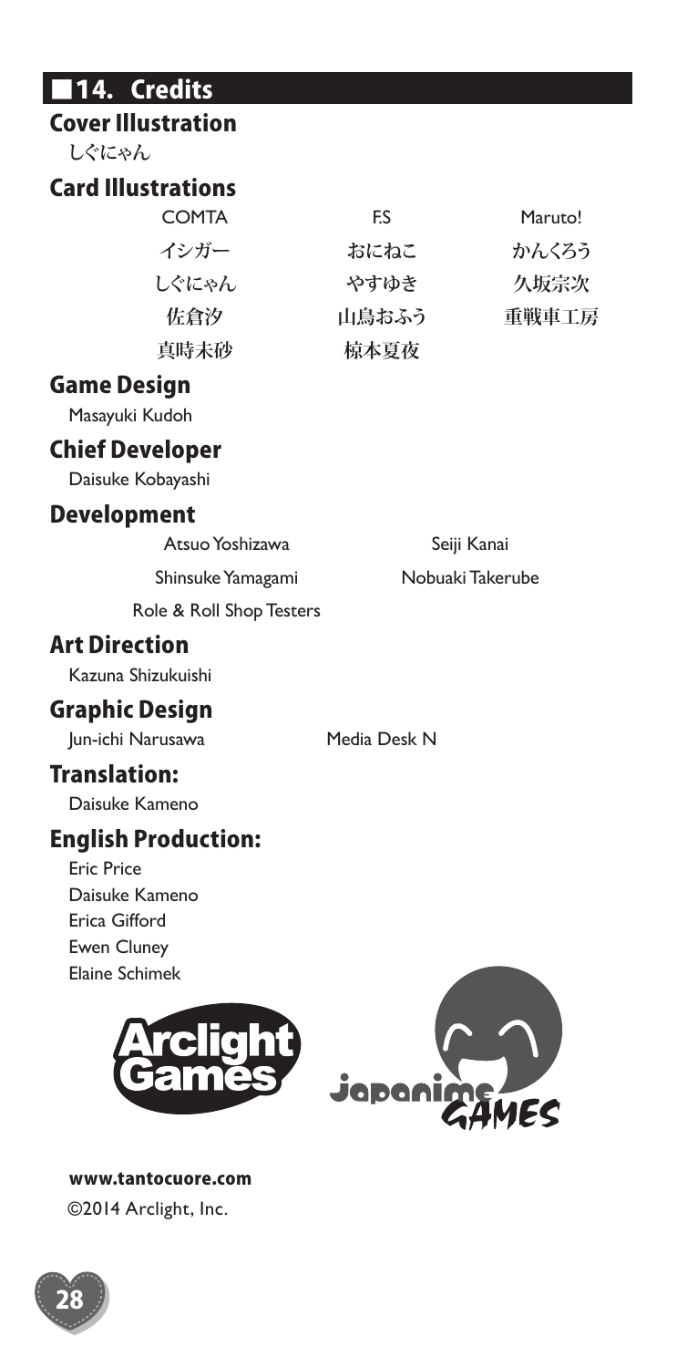## ■14. Credits

### Cover Illustration

しぐにゃん

### Card Illustrations

| | | |
|---|---|---|
| COMTA | F.S | Maruto! |
| イシガー | おにねこ | かんくろう |
| しぐにゃん | やすゆき | 久坂宗次 |
| 佐倉汐 | 山鳥おふう | 重戦車工房 |
| 真時未砂 | 椋本夏夜 | |

### Game Design

Masayuki Kudoh

### Chief Developer

Daisuke Kobayashi

### Development

Atsuo Yoshizawa
Seiji Kanai
Shinsuke Yamagami
Nobuaki Takerube
Role & Roll Shop Testers

### Art Direction

Kazuna Shizukuishi

### Graphic Design

Jun-ichi Narusawa
Media Desk N

### Translation:

Daisuke Kameno

### English Production:

Eric Price
Daisuke Kameno
Erica Gifford
Ewen Cluney
Elaine Schimek

Arclight Games

Japanime Games

**www.tantocuore.com**

©2014 Arclight, Inc.